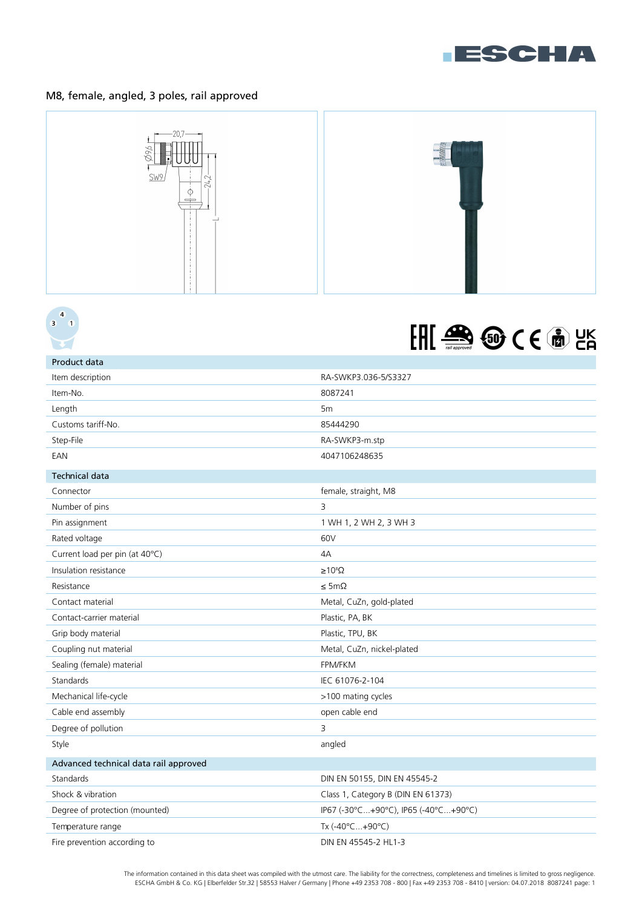# M8, female, angled, 3 poles, rail approved

## Product data

| Product data | |
|---|---|
| Item description | RA-SWKP3.036-5/S3327 |
| Item-No. | 8087241 |
| Length | 5m |
| Customs tariff-No. | 85444290 |
| Step-File | RA-SWKP3-m.stp |
| EAN | 4047106248635 |

## Technical data

| Technical data | |
|---|---|
| Connector | female, straight, M8 |
| Number of pins | 3 |
| Pin assignment | 1 WH 1, 2 WH 2, 3 WH 3 |
| Rated voltage | 60V |
| Current load per pin (at 40°C) | 4A |
| Insulation resistance | ≥$10^8$Ω |
| Resistance | ≤ 5mΩ |
| Contact material | Metal, CuZn, gold-plated |
| Contact-carrier material | Plastic, PA, BK |
| Grip body material | Plastic, TPU, BK |
| Coupling nut material | Metal, CuZn, nickel-plated |
| Sealing (female) material | FPM/FKM |
| Standards | IEC 61076-2-104 |
| Mechanical life-cycle | >100 mating cycles |
| Cable end assembly | open cable end |
| Degree of pollution | 3 |
| Style | angled |

## Advanced technical data rail approved

| Advanced technical data rail approved | |
|---|---|
| Standards | DIN EN 50155, DIN EN 45545-2 |
| Shock & vibration | Class 1, Category B (DIN EN 61373) |
| Degree of protection (mounted) | IP67 (-30°C...+90°C), IP65 (-40°C...+90°C) |
| Temperature range | Tx (-40°C...+90°C) |
| Fire prevention according to | DIN EN 45545-2 HL1-3 |

The information contained in this data sheet was compiled with the utmost care. The liability for the correctness, completeness and timelines is limited to gross negligence.
ESCHA GmbH & Co. KG | Elberfelder Str.32 | 58553 Halver / Germany | Phone +49 2353 708 - 800 | Fax +49 2353 708 - 8410 | version: 04.07.2018 8087241 page: 1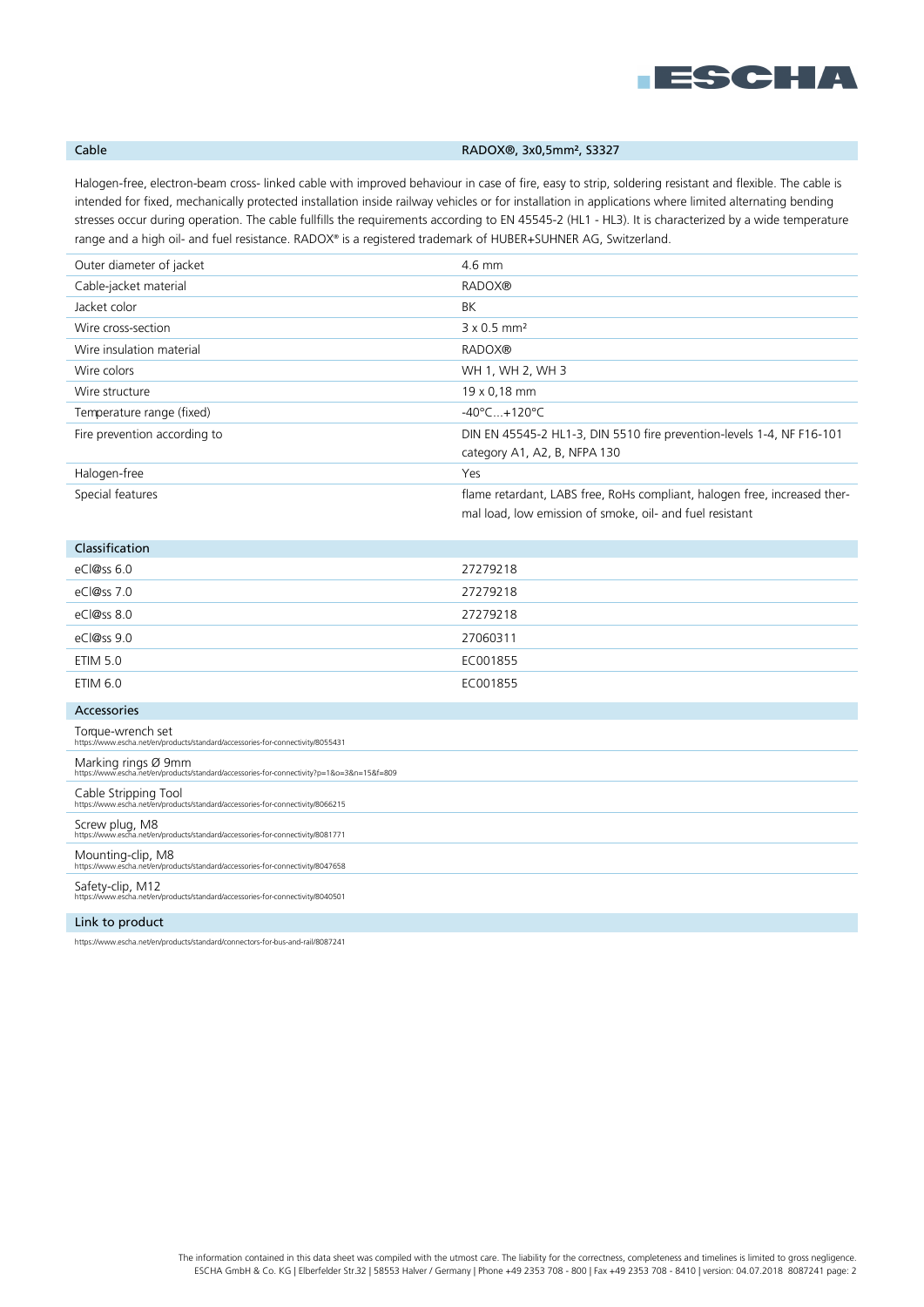| Cable | RADOX®, 3x0,5mm², S3327 |
|---|---|

Halogen-free, electron-beam cross- linked cable with improved behaviour in case of fire, easy to strip, soldering resistant and flexible. The cable is intended for fixed, mechanically protected installation inside railway vehicles or for installation in applications where limited alternating bending stresses occur during operation. The cable fullfills the requirements according to EN 45545-2 (HL1 - HL3). It is characterized by a wide temperature range and a high oil- and fuel resistance. RADOX® is a registered trademark of HUBER+SUHNER AG, Switzerland.

| | |
|---|---|
| Outer diameter of jacket | 4.6 mm |
| Cable-jacket material | RADOX® |
| Jacket color | BK |
| Wire cross-section | 3 x 0.5 mm² |
| Wire insulation material | RADOX® |
| Wire colors | WH 1, WH 2, WH 3 |
| Wire structure | 19 x 0,18 mm |
| Temperature range (fixed) | -40°C...+120°C |
| Fire prevention according to | DIN EN 45545-2 HL1-3, DIN 5510 fire prevention-levels 1-4, NF F16-101 category A1, A2, B, NFPA 130 |
| Halogen-free | Yes |
| Special features | flame retardant, LABS free, RoHs compliant, halogen free, increased thermal load, low emission of smoke, oil- and fuel resistant |

## Classification

| | |
|---|---|
| eCl@ss 6.0 | 27279218 |
| eCl@ss 7.0 | 27279218 |
| eCl@ss 8.0 | 27279218 |
| eCl@ss 9.0 | 27060311 |
| ETIM 5.0 | EC001855 |
| ETIM 6.0 | EC001855 |

## Accessories

Torque-wrench set
https://www.escha.net/en/products/standard/accessories-for-connectivity/8055431

Marking rings Ø 9mm
https://www.escha.net/en/products/standard/accessories-for-connectivity?p=1&o=3&n=15&f=809

Cable Stripping Tool
https://www.escha.net/en/products/standard/accessories-for-connectivity/8066215

Screw plug, M8
https://www.escha.net/en/products/standard/accessories-for-connectivity/8081771

Mounting-clip, M8
https://www.escha.net/en/products/standard/accessories-for-connectivity/8047658

Safety-clip, M12
https://www.escha.net/en/products/standard/accessories-for-connectivity/8040501

## Link to product

https://www.escha.net/en/products/standard/connectors-for-bus-and-rail/8087241

The information contained in this data sheet was compiled with the utmost care. The liability for the correctness, completeness and timelines is limited to gross negligence.
ESCHA GmbH & Co. KG | Elberfelder Str.32 | 58553 Halver / Germany | Phone +49 2353 708 - 800 | Fax +49 2353 708 - 8410 | version: 04.07.2018 8087241